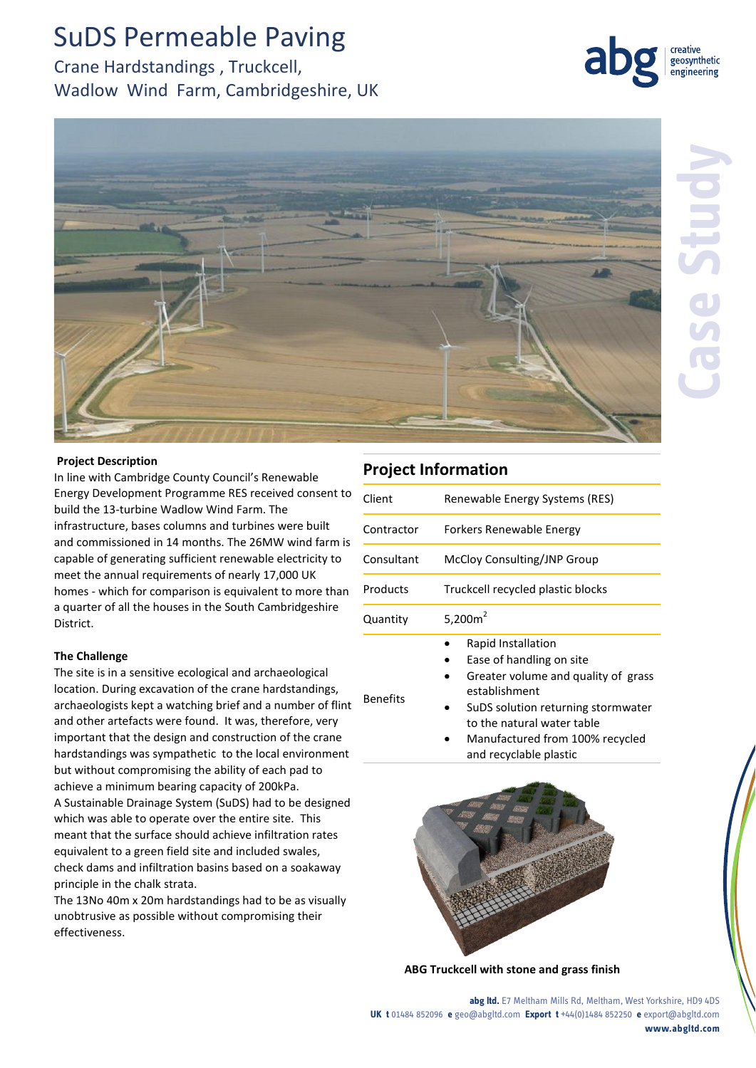# SuDS Permeable Paving

## Crane Hardstandings , Truckcell, Wadlow Wind Farm, Cambridgeshire, UK

Case Study

**Project Description**

In line with Cambridge County Council's Renewable Energy Development Programme RES received consent to build the 13-turbine Wadlow Wind Farm. The infrastructure, bases columns and turbines were built and commissioned in 14 months. The 26MW wind farm is capable of generating sufficient renewable electricity to meet the annual requirements of nearly 17,000 UK homes - which for comparison is equivalent to more than a quarter of all the houses in the South Cambridgeshire District.

**The Challenge**

The site is in a sensitive ecological and archaeological location. During excavation of the crane hardstandings, archaeologists kept a watching brief and a number of flint and other artefacts were found. It was, therefore, very important that the design and construction of the crane hardstandings was sympathetic to the local environment but without compromising the ability of each pad to achieve a minimum bearing capacity of 200kPa.

A Sustainable Drainage System (SuDS) had to be designed which was able to operate over the entire site. This meant that the surface should achieve infiltration rates equivalent to a green field site and included swales, check dams and infiltration basins based on a soakaway principle in the chalk strata.

The 13No 40m x 20m hardstandings had to be as visually unobtrusive as possible without compromising their effectiveness.

## Project Information

| | |
|---|---|
| Client | Renewable Energy Systems (RES) |
| Contractor | Forkers Renewable Energy |
| Consultant | McCloy Consulting/JNP Group |
| Products | Truckcell recycled plastic blocks |
| Quantity | 5,200m$^2$ |
| Benefits | • Rapid Installation<br>• Ease of handling on site<br>• Greater volume and quality of grass establishment<br>• SuDS solution returning stormwater to the natural water table<br>• Manufactured from 100% recycled and recyclable plastic |

**ABG Truckcell with stone and grass finish**

**abg ltd.** E7 Meltham Mills Rd, Meltham, West Yorkshire, HD9 4DS
**UK t** 01484 852096 **e** geo@abgltd.com **Export t** +44(0)1484 852250 **e** export@abgltd.com
**www.abgltd.com**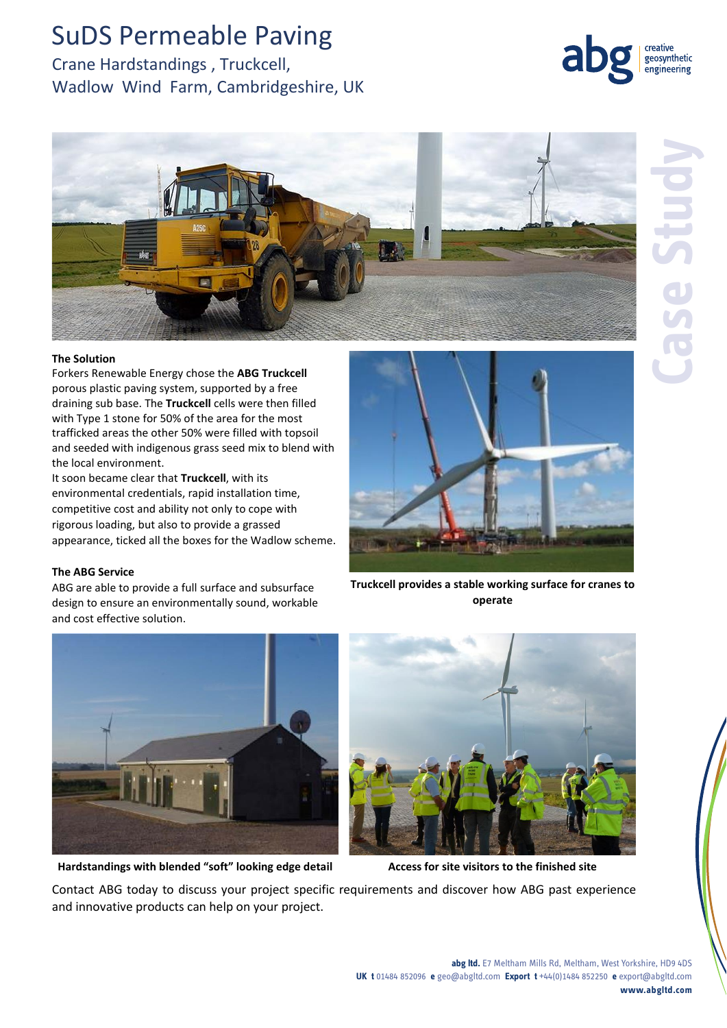# SuDS Permeable Paving

## Crane Hardstandings , Truckcell, Wadlow Wind Farm, Cambridgeshire, UK

creative geosynthetic engineering

Case Study

**The Solution**

Forkers Renewable Energy chose the **ABG Truckcell** porous plastic paving system, supported by a free draining sub base. The **Truckcell** cells were then filled with Type 1 stone for 50% of the area for the most trafficked areas the other 50% were filled with topsoil and seeded with indigenous grass seed mix to blend with the local environment.

It soon became clear that **Truckcell**, with its environmental credentials, rapid installation time, competitive cost and ability not only to cope with rigorous loading, but also to provide a grassed appearance, ticked all the boxes for the Wadlow scheme.

**The ABG Service**

ABG are able to provide a full surface and subsurface design to ensure an environmentally sound, workable and cost effective solution.

**Truckcell provides a stable working surface for cranes to operate**

**Hardstandings with blended "soft" looking edge detail**

**Access for site visitors to the finished site**

Contact ABG today to discuss your project specific requirements and discover how ABG past experience and innovative products can help on your project.

**abg ltd.** E7 Meltham Mills Rd, Meltham, West Yorkshire, HD9 4DS
**UK t** 01484 852096 **e** geo@abgltd.com **Export t** +44(0)1484 852250 **e** export@abgltd.com
**www.abgltd.com**